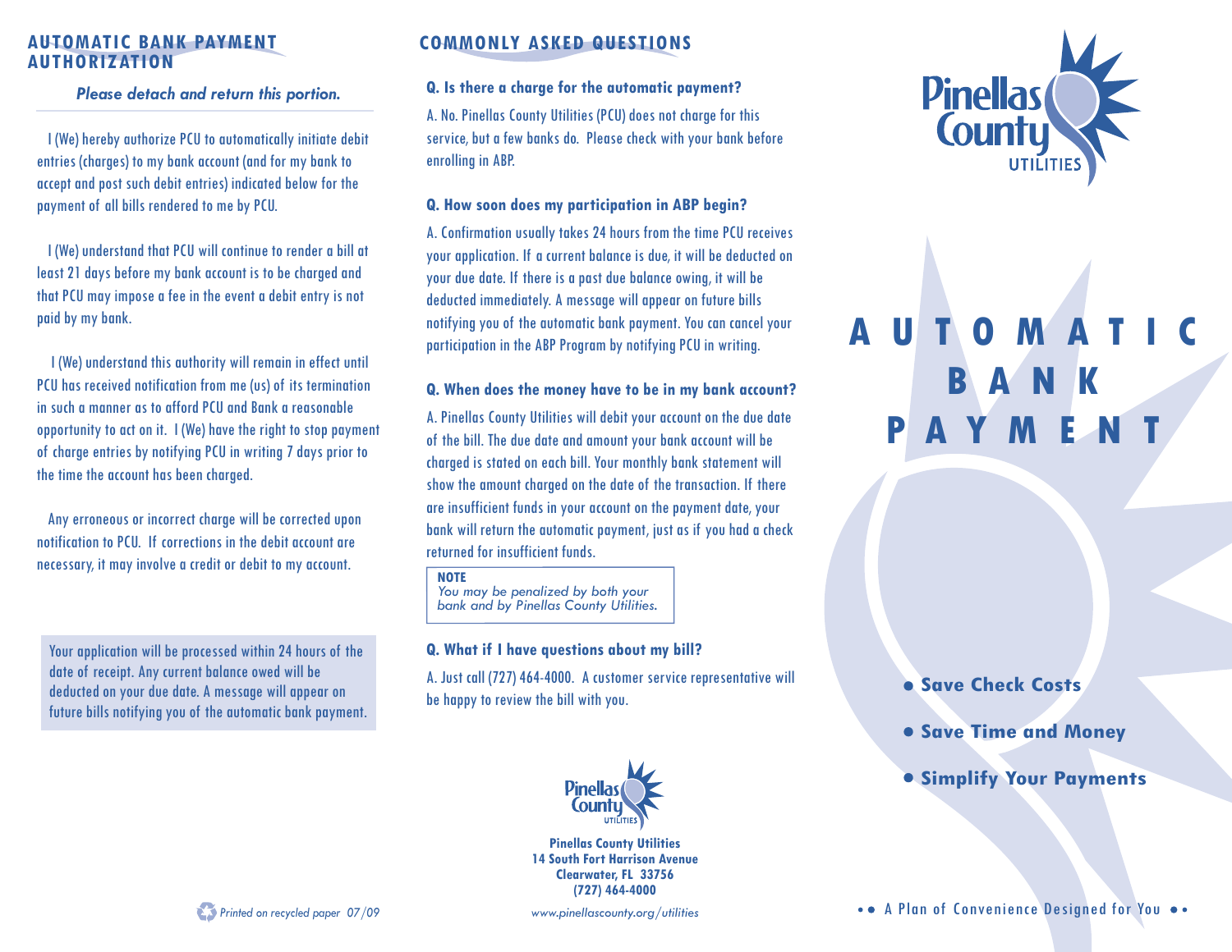## AUTOMATIC BANK PAYMENT AUTHORIZATION

*Please detach and return this portion.*

I (We) hereby authorize PCU to automatically initiate debit entries (charges) to my bank account (and for my bank to accept and post such debit entries) indicated below for the payment of all bills rendered to me by PCU.

I (We) understand that PCU will continue to render a bill at least 21 days before my bank account is to be charged and that PCU may impose a fee in the event a debit entry is not paid by my bank.

I (We) understand this authority will remain in effect until PCU has received notification from me (us) of its termination in such a manner as to afford PCU and Bank a reasonable opportunity to act on it. I (We) have the right to stop payment of charge entries by notifying PCU in writing 7 days prior to the time the account has been charged.

Any erroneous or incorrect charge will be corrected upon notification to PCU. If corrections in the debit account are necessary, it may involve a credit or debit to my account.

Your application will be processed within 24 hours of the date of receipt. Any current balance owed will be deducted on your due date. A message will appear on future bills notifying you of the automatic bank payment.

*Printed on recycled paper 07/09*

## COMMONLY ASKED QUESTIONS

**Q. Is there a charge for the automatic payment?**

A. No. Pinellas County Utilities (PCU) does not charge for this service, but a few banks do. Please check with your bank before enrolling in ABP.

**Q. How soon does my participation in ABP begin?**

A. Confirmation usually takes 24 hours from the time PCU receives your application. If a current balance is due, it will be deducted on your due date. If there is a past due balance owing, it will be deducted immediately. A message will appear on future bills notifying you of the automatic bank payment. You can cancel your participation in the ABP Program by notifying PCU in writing.

**Q. When does the money have to be in my bank account?**

A. Pinellas County Utilities will debit your account on the due date of the bill. The due date and amount your bank account will be charged is stated on each bill. Your monthly bank statement will show the amount charged on the date of the transaction. If there are insufficient funds in your account on the payment date, your bank will return the automatic payment, just as if you had a check returned for insufficient funds.

> **NOTE**
> *You may be penalized by both your bank and by Pinellas County Utilities.*

**Q. What if I have questions about my bill?**

A. Just call (727) 464-4000. A customer service representative will be happy to review the bill with you.

Pinellas County Utilities

**Pinellas County Utilities**
**14 South Fort Harrison Avenue**
**Clearwater, FL 33756**
**(727) 464-4000**

*www.pinellascounty.org/utilities*

Pinellas County UTILITIES

# AUTOMATIC BANK PAYMENT

- **Save Check Costs**
- **Save Time and Money**
- **Simplify Your Payments**

•• A Plan of Convenience Designed for You ••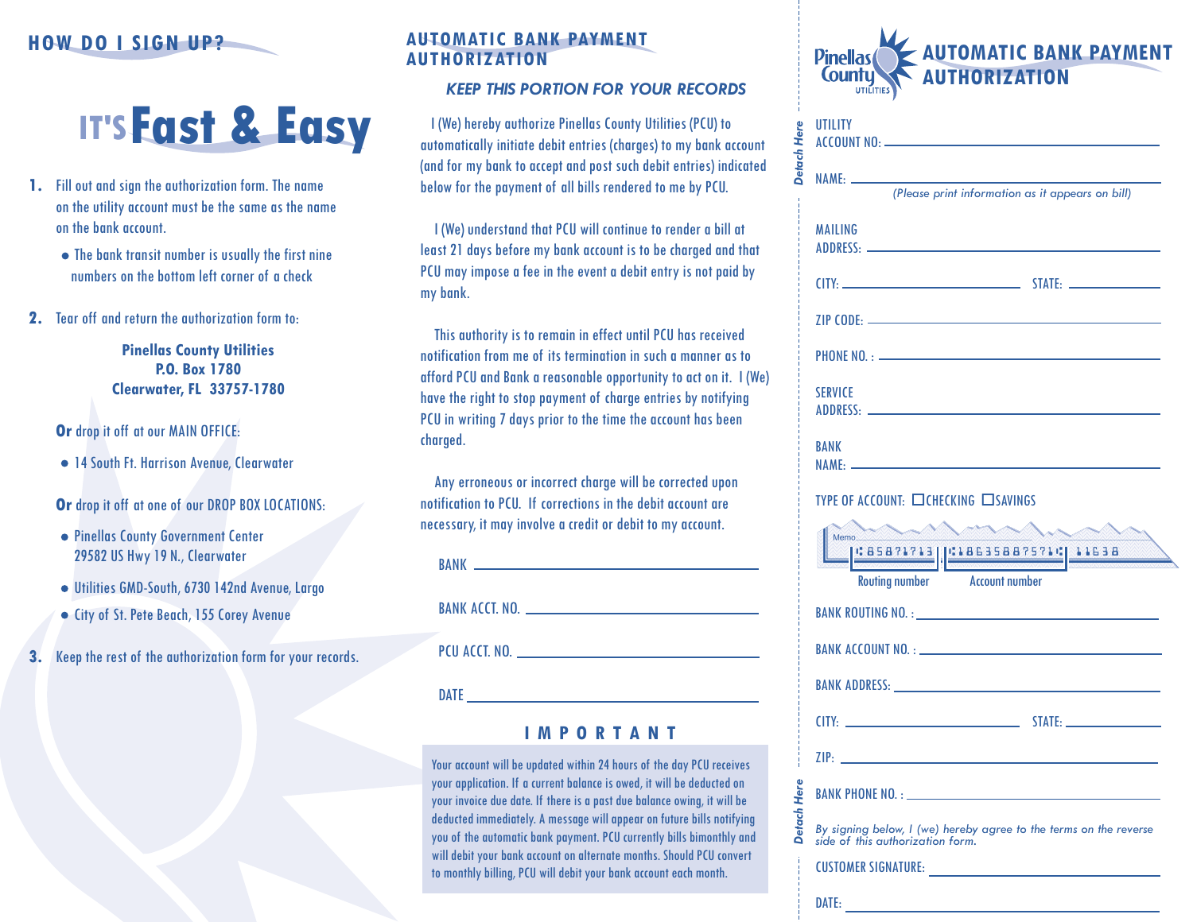## HOW DO I SIGN UP?

# IT'S Fast & Easy

1. Fill out and sign the authorization form. The name on the utility account must be the same as the name on the bank account.
   - The bank transit number is usually the first nine numbers on the bottom left corner of a check
2. Tear off and return the authorization form to:

   **Pinellas County Utilities**
   **P.O. Box 1780**
   **Clearwater, FL 33757-1780**

   **Or** drop it off at our MAIN OFFICE:

   - 14 South Ft. Harrison Avenue, Clearwater

   **Or** drop it off at one of our DROP BOX LOCATIONS:

   - Pinellas County Government Center 29582 US Hwy 19 N., Clearwater
   - Utilities GMD-South, 6730 142nd Avenue, Largo
   - City of St. Pete Beach, 155 Corey Avenue
3. Keep the rest of the authorization form for your records.

## AUTOMATIC BANK PAYMENT AUTHORIZATION

***KEEP THIS PORTION FOR YOUR RECORDS***

I (We) hereby authorize Pinellas County Utilities (PCU) to automatically initiate debit entries (charges) to my bank account (and for my bank to accept and post such debit entries) indicated below for the payment of all bills rendered to me by PCU.

I (We) understand that PCU will continue to render a bill at least 21 days before my bank account is to be charged and that PCU may impose a fee in the event a debit entry is not paid by my bank.

This authority is to remain in effect until PCU has received notification from me of its termination in such a manner as to afford PCU and Bank a reasonable opportunity to act on it. I (We) have the right to stop payment of charge entries by notifying PCU in writing 7 days prior to the time the account has been charged.

Any erroneous or incorrect charge will be corrected upon notification to PCU. If corrections in the debit account are necessary, it may involve a credit or debit to my account.

BANK ______________________

BANK ACCT. NO. ______________________

PCU ACCT. NO. ______________________

DATE ______________________

### IMPORTANT

Your account will be updated within 24 hours of the day PCU receives your application. If a current balance is owed, it will be deducted on your invoice due date. If there is a past due balance owing, it will be deducted immediately. A message will appear on future bills notifying you of the automatic bank payment. PCU currently bills bimonthly and will debit your bank account on alternate months. Should PCU convert to monthly billing, PCU will debit your bank account each month.

*Detach Here*

Pinellas County UTILITIES

## AUTOMATIC BANK PAYMENT AUTHORIZATION

UTILITY ACCOUNT NO: ______________________

NAME: ______________________
*(Please print information as it appears on bill)*

MAILING ADDRESS: ______________________

CITY: ______________ STATE: __________

ZIP CODE: ______________________

PHONE NO. : ______________________

SERVICE ADDRESS: ______________________

BANK NAME: ______________________

TYPE OF ACCOUNT: ☐CHECKING ☐SAVINGS

Memo
⑆85871713⑆ ⑆1863588757⑆ 11638
Routing number Account number

BANK ROUTING NO. : ______________________

BANK ACCOUNT NO. : ______________________

BANK ADDRESS: ______________________

CITY: ______________ STATE: __________

ZIP: ______________________

BANK PHONE NO. : ______________________

*Detach Here*

*By signing below, I (we) hereby agree to the terms on the reverse side of this authorization form.*

CUSTOMER SIGNATURE: ______________________

DATE: ______________________